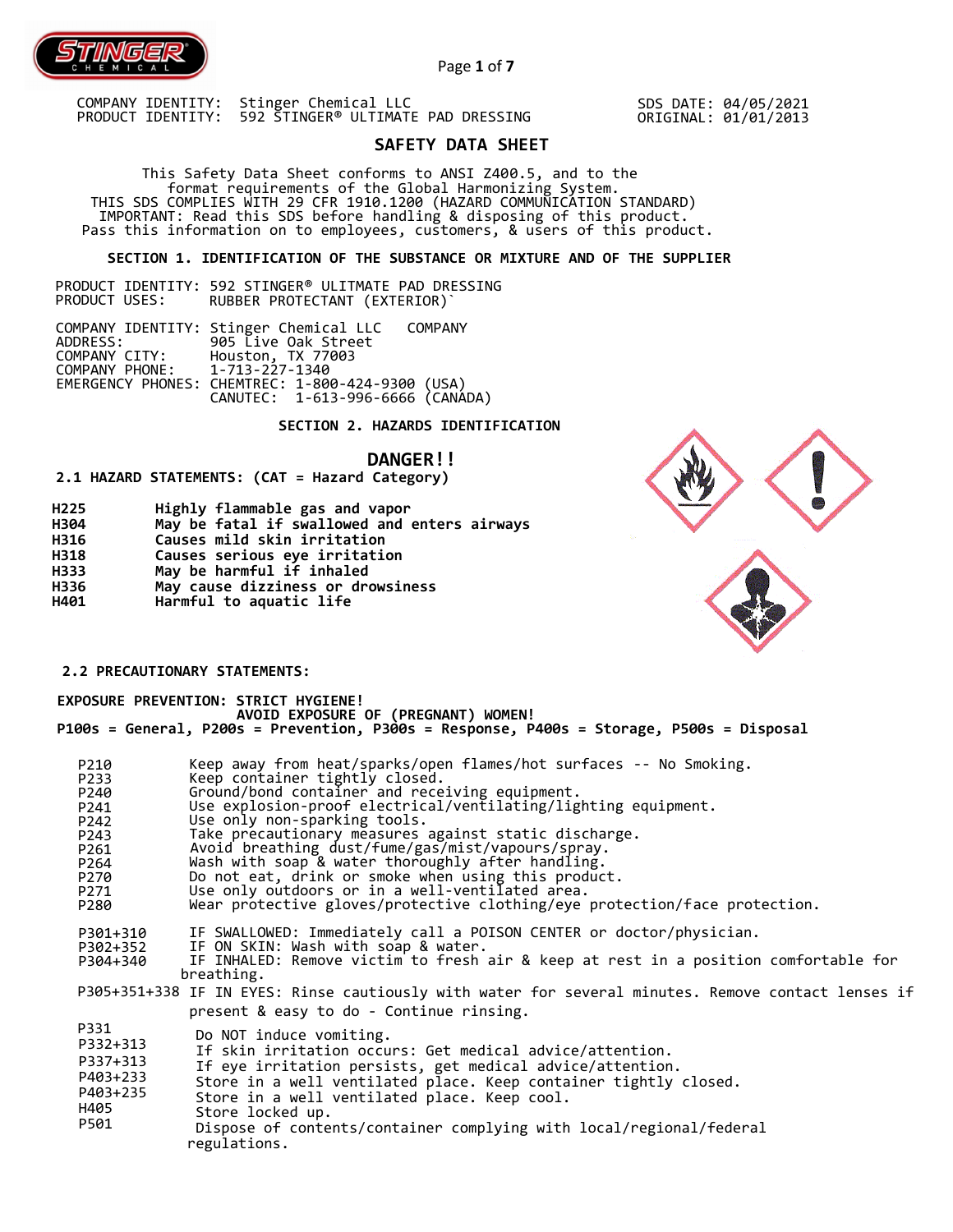COMPANY IDENTITY: Stinger Chemical LLC
PRODUCT IDENTITY: 592 STINGER® ULTIMATE PAD DRESSING

SDS DATE: 04/05/2021
ORIGINAL: 01/01/2013

# SAFETY DATA SHEET

This Safety Data Sheet conforms to ANSI Z400.5, and to the format requirements of the Global Harmonizing System.
THIS SDS COMPLIES WITH 29 CFR 1910.1200 (HAZARD COMMUNICATION STANDARD)
IMPORTANT: Read this SDS before handling & disposing of this product.
Pass this information on to employees, customers, & users of this product.

## SECTION 1. IDENTIFICATION OF THE SUBSTANCE OR MIXTURE AND OF THE SUPPLIER

PRODUCT IDENTITY: 592 STINGER® ULTIMATE PAD DRESSING
PRODUCT USES: RUBBER PROTECTANT (EXTERIOR)`

COMPANY IDENTITY: Stinger Chemical LLC COMPANY
ADDRESS: 905 Live Oak Street
COMPANY CITY: Houston, TX 77003
COMPANY PHONE: 1-713-227-1340
EMERGENCY PHONES: CHEMTREC: 1-800-424-9300 (USA)
CANUTEC: 1-613-996-6666 (CANADA)

## SECTION 2. HAZARDS IDENTIFICATION

**DANGER!!**

**2.1 HAZARD STATEMENTS: (CAT = Hazard Category)**

| | |
|---|---|
| **H225** | **Highly flammable gas and vapor** |
| **H304** | **May be fatal if swallowed and enters airways** |
| **H316** | **Causes mild skin irritation** |
| **H318** | **Causes serious eye irritation** |
| **H333** | **May be harmful if inhaled** |
| **H336** | **May cause dizziness or drowsiness** |
| **H401** | **Harmful to aquatic life** |

**2.2 PRECAUTIONARY STATEMENTS:**

**EXPOSURE PREVENTION: STRICT HYGIENE!**
**AVOID EXPOSURE OF (PREGNANT) WOMEN!**
**P100s = General, P200s = Prevention, P300s = Response, P400s = Storage, P500s = Disposal**

| | |
|---|---|
| P210 | Keep away from heat/sparks/open flames/hot surfaces -- No Smoking. |
| P233 | Keep container tightly closed. |
| P240 | Ground/bond container and receiving equipment. |
| P241 | Use explosion-proof electrical/ventilating/lighting equipment. |
| P242 | Use only non-sparking tools. |
| P243 | Take precautionary measures against static discharge. |
| P261 | Avoid breathing dust/fume/gas/mist/vapours/spray. |
| P264 | Wash with soap & water thoroughly after handling. |
| P270 | Do not eat, drink or smoke when using this product. |
| P271 | Use only outdoors or in a well-ventilated area. |
| P280 | Wear protective gloves/protective clothing/eye protection/face protection. |
| P301+310 | IF SWALLOWED: Immediately call a POISON CENTER or doctor/physician. |
| P302+352 | IF ON SKIN: Wash with soap & water. |
| P304+340 | IF INHALED: Remove victim to fresh air & keep at rest in a position comfortable for breathing. |
| P305+351+338 | IF IN EYES: Rinse cautiously with water for several minutes. Remove contact lenses if present & easy to do - Continue rinsing. |
| P331 | Do NOT induce vomiting. |
| P332+313 | If skin irritation occurs: Get medical advice/attention. |
| P337+313 | If eye irritation persists, get medical advice/attention. |
| P403+233 | Store in a well ventilated place. Keep container tightly closed. |
| P403+235 | Store in a well ventilated place. Keep cool. |
| H405 | Store locked up. |
| P501 | Dispose of contents/container complying with local/regional/federal regulations. |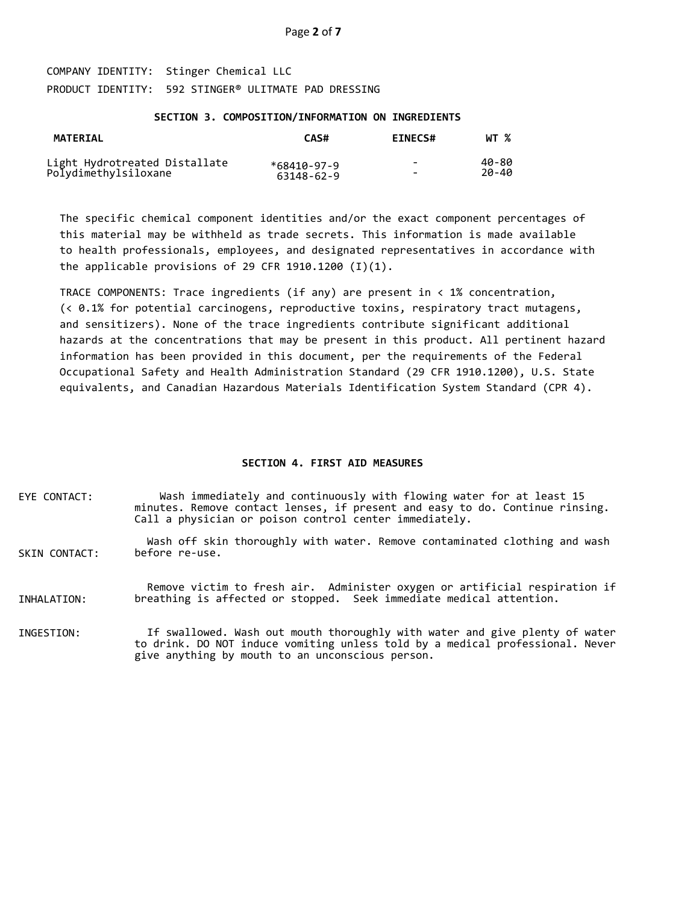COMPANY IDENTITY: Stinger Chemical LLC

PRODUCT IDENTITY: 592 STINGER® ULTIMATE PAD DRESSING

## SECTION 3. COMPOSITION/INFORMATION ON INGREDIENTS

| MATERIAL | CAS# | EINECS# | WT % |
|---|---|---|---|
| Light Hydrotreated Distallate | *68410-97-9 | - | 40-80 |
| Polydimethylsiloxane | 63148-62-9 | - | 20-40 |

The specific chemical component identities and/or the exact component percentages of this material may be withheld as trade secrets. This information is made available to health professionals, employees, and designated representatives in accordance with the applicable provisions of 29 CFR 1910.1200 (I)(1).

TRACE COMPONENTS: Trace ingredients (if any) are present in < 1% concentration, (< 0.1% for potential carcinogens, reproductive toxins, respiratory tract mutagens, and sensitizers). None of the trace ingredients contribute significant additional hazards at the concentrations that may be present in this product. All pertinent hazard information has been provided in this document, per the requirements of the Federal Occupational Safety and Health Administration Standard (29 CFR 1910.1200), U.S. State equivalents, and Canadian Hazardous Materials Identification System Standard (CPR 4).

## SECTION 4. FIRST AID MEASURES

EYE CONTACT: Wash immediately and continuously with flowing water for at least 15 minutes. Remove contact lenses, if present and easy to do. Continue rinsing. Call a physician or poison control center immediately.

SKIN CONTACT: Wash off skin thoroughly with water. Remove contaminated clothing and wash before re-use.

INHALATION: Remove victim to fresh air. Administer oxygen or artificial respiration if breathing is affected or stopped. Seek immediate medical attention.

INGESTION: If swallowed. Wash out mouth thoroughly with water and give plenty of water to drink. DO NOT induce vomiting unless told by a medical professional. Never give anything by mouth to an unconscious person.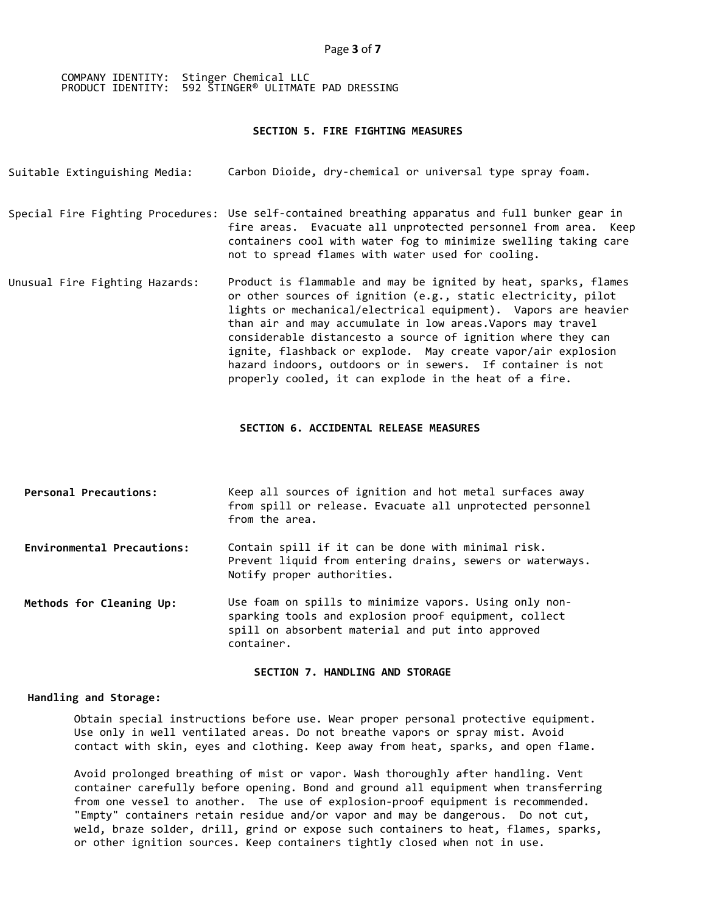COMPANY IDENTITY: Stinger Chemical LLC
PRODUCT IDENTITY: 592 STINGER® ULITMATE PAD DRESSING

## SECTION 5. FIRE FIGHTING MEASURES

**Suitable Extinguishing Media:** Carbon Dioide, dry-chemical or universal type spray foam.

**Special Fire Fighting Procedures:** Use self-contained breathing apparatus and full bunker gear in fire areas. Evacuate all unprotected personnel from area. Keep containers cool with water fog to minimize swelling taking care not to spread flames with water used for cooling.

**Unusual Fire Fighting Hazards:** Product is flammable and may be ignited by heat, sparks, flames or other sources of ignition (e.g., static electricity, pilot lights or mechanical/electrical equipment). Vapors are heavier than air and may accumulate in low areas.Vapors may travel considerable distancesto a source of ignition where they can ignite, flashback or explode. May create vapor/air explosion hazard indoors, outdoors or in sewers. If container is not properly cooled, it can explode in the heat of a fire.

## SECTION 6. ACCIDENTAL RELEASE MEASURES

**Personal Precautions:** Keep all sources of ignition and hot metal surfaces away from spill or release. Evacuate all unprotected personnel from the area.

**Environmental Precautions:** Contain spill if it can be done with minimal risk. Prevent liquid from entering drains, sewers or waterways. Notify proper authorities.

**Methods for Cleaning Up:** Use foam on spills to minimize vapors. Using only non-sparking tools and explosion proof equipment, collect spill on absorbent material and put into approved container.

## SECTION 7. HANDLING AND STORAGE

**Handling and Storage:**

Obtain special instructions before use. Wear proper personal protective equipment. Use only in well ventilated areas. Do not breathe vapors or spray mist. Avoid contact with skin, eyes and clothing. Keep away from heat, sparks, and open flame.

Avoid prolonged breathing of mist or vapor. Wash thoroughly after handling. Vent container carefully before opening. Bond and ground all equipment when transferring from one vessel to another. The use of explosion-proof equipment is recommended. "Empty" containers retain residue and/or vapor and may be dangerous. Do not cut, weld, braze solder, drill, grind or expose such containers to heat, flames, sparks, or other ignition sources. Keep containers tightly closed when not in use.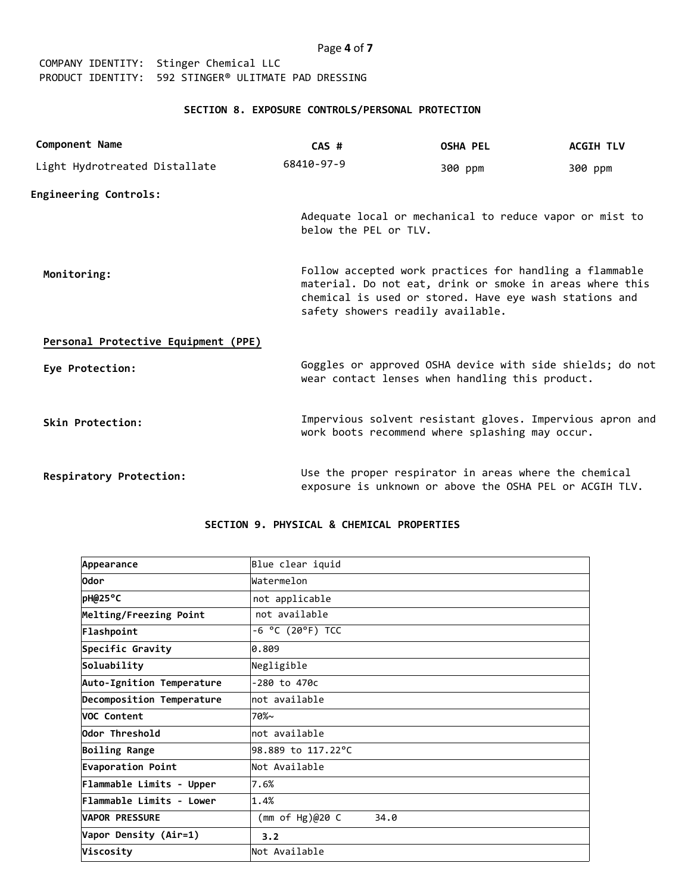COMPANY IDENTITY: Stinger Chemical LLC
PRODUCT IDENTITY: 592 STINGER® ULITMATE PAD DRESSING

## SECTION 8. EXPOSURE CONTROLS/PERSONAL PROTECTION

| Component Name | CAS # | OSHA PEL | ACGIH TLV |
|---|---|---|---|
| Light Hydrotreated Distallate | 68410-97-9 | 300 ppm | 300 ppm |

**Engineering Controls:** Adequate local or mechanical to reduce vapor or mist to below the PEL or TLV.

**Monitoring:** Follow accepted work practices for handling a flammable material. Do not eat, drink or smoke in areas where this chemical is used or stored. Have eye wash stations and safety showers readily available.

**Personal Protective Equipment (PPE)**

**Eye Protection:** Goggles or approved OSHA device with side shields; do not wear contact lenses when handling this product.

**Skin Protection:** Impervious solvent resistant gloves. Impervious apron and work boots recommend where splashing may occur.

**Respiratory Protection:** Use the proper respirator in areas where the chemical exposure is unknown or above the OSHA PEL or ACGIH TLV.

## SECTION 9. PHYSICAL & CHEMICAL PROPERTIES

| Property | Value |
|---|---|
| **Appearance** | Blue clear iquid |
| **Odor** | Watermelon |
| **pH@25°C** | not applicable |
| **Melting/Freezing Point** | not available |
| **Flashpoint** | -6 °C (20°F) TCC |
| **Specific Gravity** | 0.809 |
| **Soluability** | Negligible |
| **Auto-Ignition Temperature** | -280 to 470c |
| **Decomposition Temperature** | not available |
| **VOC Content** | 70%~ |
| **Odor Threshold** | not available |
| **Boiling Range** | 98.889 to 117.22°C |
| **Evaporation Point** | Not Available |
| **Flammable Limits - Upper** | 7.6% |
| **Flammable Limits - Lower** | 1.4% |
| **VAPOR PRESSURE** | (mm of Hg)@20 C 34.0 |
| **Vapor Density (Air=1)** | **3.2** |
| **Viscosity** | Not Available |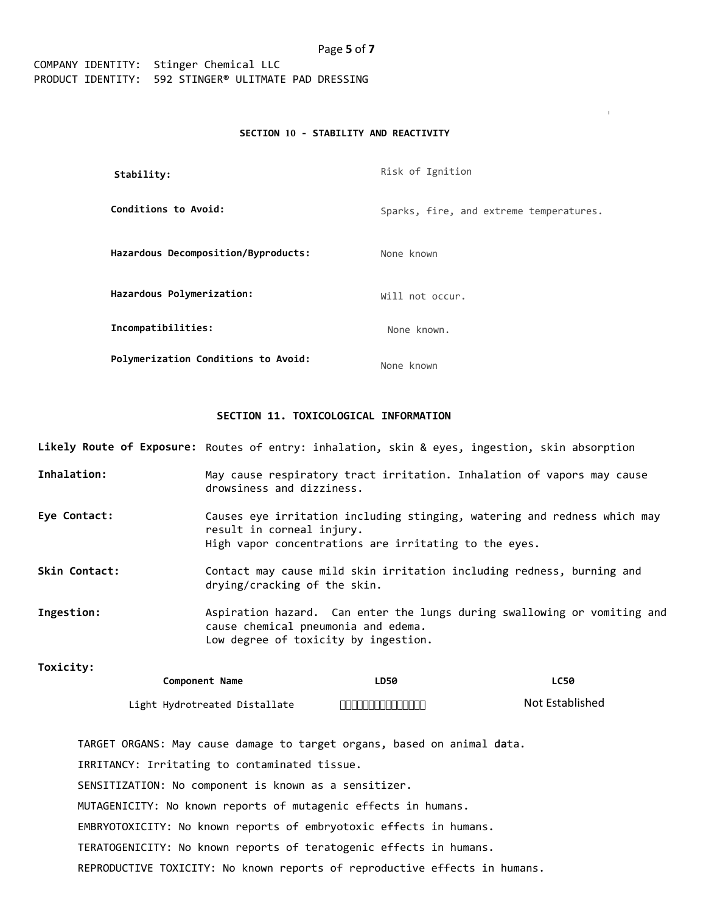## SECTION 10 - STABILITY AND REACTIVITY

| | |
|---|---|
| **Stability:** | Risk of Ignition |
| **Conditions to Avoid:** | Sparks, fire, and extreme temperatures. |
| **Hazardous Decomposition/Byproducts:** | None known |
| **Hazardous Polymerization:** | Will not occur. |
| **Incompatibilities:** | None known. |
| **Polymerization Conditions to Avoid:** | None known |

## SECTION 11. TOXICOLOGICAL INFORMATION

**Likely Route of Exposure:** Routes of entry: inhalation, skin & eyes, ingestion, skin absorption

**Inhalation:** May cause respiratory tract irritation. Inhalation of vapors may cause drowsiness and dizziness.

**Eye Contact:** Causes eye irritation including stinging, watering and redness which may result in corneal injury.
High vapor concentrations are irritating to the eyes.

**Skin Contact:** Contact may cause mild skin irritation including redness, burning and drying/cracking of the skin.

**Ingestion:** Aspiration hazard. Can enter the lungs during swallowing or vomiting and cause chemical pneumonia and edema.
Low degree of toxicity by ingestion.

**Toxicity:**

| Component Name | LD50 | LC50 |
|---|---|---|
| Light Hydrotreated Distallate | □□□□□□□□□□□□□□□ | Not Established |

TARGET ORGANS: May cause damage to target organs, based on animal data.

IRRITANCY: Irritating to contaminated tissue.

SENSITIZATION: No component is known as a sensitizer.

MUTAGENICITY: No known reports of mutagenic effects in humans.

EMBRYOTOXICITY: No known reports of embryotoxic effects in humans.

TERATOGENICITY: No known reports of teratogenic effects in humans.

REPRODUCTIVE TOXICITY: No known reports of reproductive effects in humans.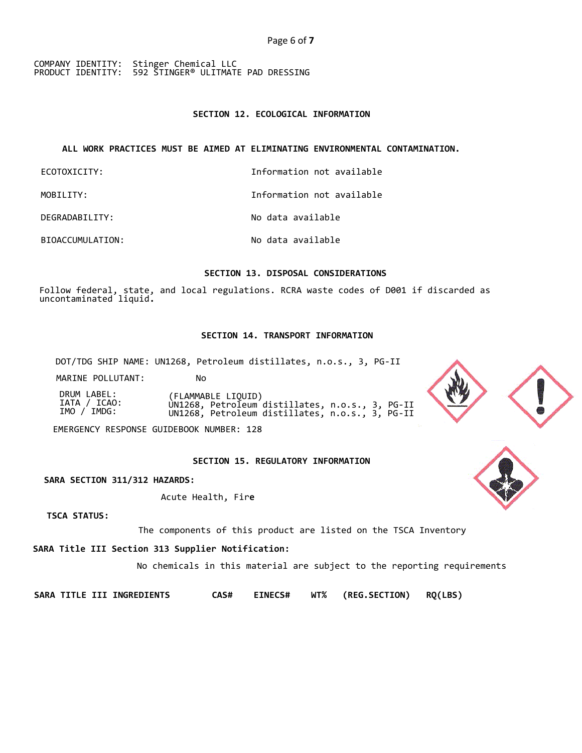COMPANY IDENTITY: Stinger Chemical LLC
PRODUCT IDENTITY: 592 STINGER® ULITMATE PAD DRESSING

## SECTION 12. ECOLOGICAL INFORMATION

**ALL WORK PRACTICES MUST BE AIMED AT ELIMINATING ENVIRONMENTAL CONTAMINATION.**

| | |
|---|---|
| ECOTOXICITY: | Information not available |
| MOBILITY: | Information not available |
| DEGRADABILITY: | No data available |
| BIOACCUMULATION: | No data available |

## SECTION 13. DISPOSAL CONSIDERATIONS

Follow federal, state, and local regulations. RCRA waste codes of D001 if discarded as uncontaminated liquid.

## SECTION 14. TRANSPORT INFORMATION

DOT/TDG SHIP NAME: UN1268, Petroleum distillates, n.o.s., 3, PG-II

MARINE POLLUTANT: No

| | |
|---|---|
| DRUM LABEL: | (FLAMMABLE LIQUID) |
| IATA / ICAO: | UN1268, Petroleum distillates, n.o.s., 3, PG-II |
| IMO / IMDG: | UN1268, Petroleum distillates, n.o.s., 3, PG-II |

EMERGENCY RESPONSE GUIDEBOOK NUMBER: 128

## SECTION 15. REGULATORY INFORMATION

**SARA SECTION 311/312 HAZARDS:**

Acute Health, Fire

**TSCA STATUS:**

The components of this product are listed on the TSCA Inventory

**SARA Title III Section 313 Supplier Notification:**

No chemicals in this material are subject to the reporting requirements

| SARA TITLE III INGREDIENTS | CAS# | EINECS# | WT% | (REG.SECTION) | RQ(LBS) |
|---|---|---|---|---|---|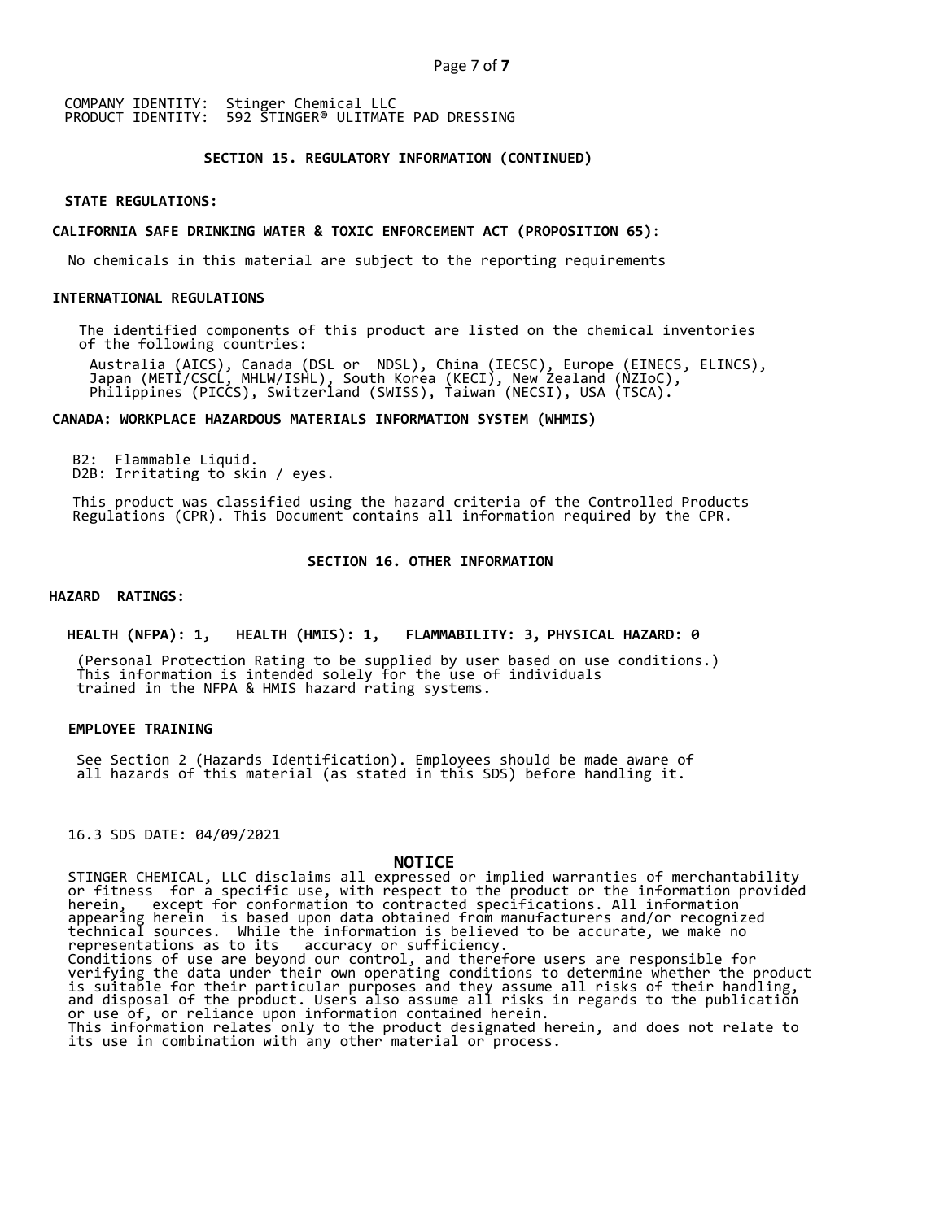COMPANY IDENTITY: Stinger Chemical LLC
PRODUCT IDENTITY: 592 STINGER® ULTIMATE PAD DRESSING

## SECTION 15. REGULATORY INFORMATION (CONTINUED)

**STATE REGULATIONS:**

**CALIFORNIA SAFE DRINKING WATER & TOXIC ENFORCEMENT ACT (PROPOSITION 65):**

No chemicals in this material are subject to the reporting requirements

**INTERNATIONAL REGULATIONS**

The identified components of this product are listed on the chemical inventories of the following countries:

Australia (AICS), Canada (DSL or NDSL), China (IECSC), Europe (EINECS, ELINCS), Japan (METI/CSCL, MHLW/ISHL), South Korea (KECI), New Zealand (NZIoC), Philippines (PICCS), Switzerland (SWISS), Taiwan (NECSI), USA (TSCA).

**CANADA: WORKPLACE HAZARDOUS MATERIALS INFORMATION SYSTEM (WHMIS)**

B2: Flammable Liquid.
D2B: Irritating to skin / eyes.

This product was classified using the hazard criteria of the Controlled Products Regulations (CPR). This Document contains all information required by the CPR.

## SECTION 16. OTHER INFORMATION

**HAZARD RATINGS:**

**HEALTH (NFPA): 1, HEALTH (HMIS): 1, FLAMMABILITY: 3, PHYSICAL HAZARD: 0**

(Personal Protection Rating to be supplied by user based on use conditions.)
This information is intended solely for the use of individuals trained in the NFPA & HMIS hazard rating systems.

**EMPLOYEE TRAINING**

See Section 2 (Hazards Identification). Employees should be made aware of all hazards of this material (as stated in this SDS) before handling it.

16.3 SDS DATE: 04/09/2021

**NOTICE**

STINGER CHEMICAL, LLC disclaims all expressed or implied warranties of merchantability or fitness for a specific use, with respect to the product or the information provided herein, except for conformation to contracted specifications. All information appearing herein is based upon data obtained from manufacturers and/or recognized technical sources. While the information is believed to be accurate, we make no representations as to its accuracy or sufficiency.
Conditions of use are beyond our control, and therefore users are responsible for verifying the data under their own operating conditions to determine whether the product is suitable for their particular purposes and they assume all risks of their handling, and disposal of the product. Users also assume all risks in regards to the publication or use of, or reliance upon information contained herein.
This information relates only to the product designated herein, and does not relate to its use in combination with any other material or process.